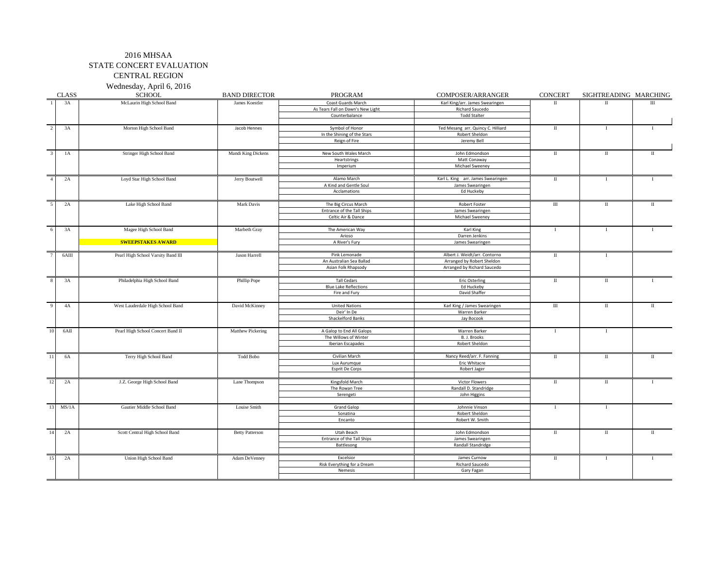# 2016 MHSAA
## STATE CONCERT EVALUATION
## CENTRAL REGION
### Wednesday, April 6, 2016

| | CLASS | SCHOOL | BAND DIRECTOR | PROGRAM | COMPOSER/ARRANGER | CONCERT | SIGHTREADING | MARCHING |
|---|---|---|---|---|---|---|---|---|
| 1 | 3A | McLaurin High School Band | James Koestler | Coast Guards March | Karl King/arr. James Swearingen | II | II | III |
| | | | | As Tears Fall on Dawn's New Light | Richard Saucedo | | | |
| | | | | Counterbalance | Todd Stalter | | | |
| 2 | 3A | Morton High School Band | Jacob Hennes | Symbol of Honor | Ted Mesang arr. Quincy C. Hilliard | II | I | I |
| | | | | In the Shining of the Stars | Robert Sheldon | | | |
| | | | | Reign of Fire | Jeremy Bell | | | |
| 3 | 1A | Stringer High School Band | Mandi King Dickens | New South Wales March | John Edmondson | II | II | II |
| | | | | Heartstrings | Matt Conaway | | | |
| | | | | Imperium | Michael Sweeney | | | |
| 4 | 2A | Loyd Star High School Band | Jerry Boutwell | Alamo March | Karl L. King arr. James Swearingen | II | I | I |
| | | | | A Kind and Gentle Soul | James Swearingen | | | |
| | | | | Acclamations | Ed Huckeby | | | |
| 5 | 2A | Lake High School Band | Mark Davis | The Big Circus March | Robert Foster | III | II | II |
| | | | | Entrance of the Tall Ships | James Swearingen | | | |
| | | | | Celtic Air & Dance | Michael Sweeney | | | |
| 6 | 3A | Magee High School Band | Marbeth Gray | The American Way | Karl King | I | I | I |
| | | | | Arioso | Darren Jenkins | | | |
| | | **SWEEPSTAKES AWARD** | | A River's Fury | James Swearingen | | | |
| 7 | 6AIII | Pearl High School Varsity Band III | Jason Harrell | Pink Lemonade | Albert J. Weidt/arr. Contorno | II | I | |
| | | | | An Australian Sea Ballad | Arranged by Robert Sheldon | | | |
| | | | | Asian Folk Rhapsody | Arranged by Richard Saucedo | | | |
| 8 | 3A | Philadelphia High School Band | Phillip Pope | Tall Cedars | Eric Osterling | II | II | I |
| | | | | Blue Lake Reflections | Ed Huckeby | | | |
| | | | | Fire and Fury | David Shaffer | | | |
| 9 | 4A | West Lauderdale High School Band | David McKinney | United Nations | Karl King / James Swearingen | III | II | II |
| | | | | Deir' In De | Warren Barker | | | |
| | | | | Shackelford Banks | Jay Bocook | | | |
| 10 | 6AII | Pearl High School Concert Band II | Matthew Pickering | A Galop to End All Galops | Warren Barker | I | I | |
| | | | | The Willows of Winter | B. J. Brooks | | | |
| | | | | Iberian Escapades | Robert Sheldon | | | |
| 11 | 6A | Terry High School Band | Todd Bobo | Civilian March | Nancy Reed/arr. F. Fanning | II | II | II |
| | | | | Lux Aurumque | Eric Whitacre | | | |
| | | | | Esprit De Corps | Robert Jager | | | |
| 12 | 2A | J.Z. George High School Band | Lane Thompson | Kingsfold March | Victor Flowers | II | II | I |
| | | | | The Rowan Tree | Randall D. Standridge | | | |
| | | | | Serengeti | John Higgins | | | |
| 13 | MS/1A | Gautier Middle School Band | Louise Smith | Grand Galop | Johnnie Vinson | I | I | |
| | | | | Sonatina | Robert Sheldon | | | |
| | | | | Encanto | Robert W. Smith | | | |
| 14 | 2A | Scott Central High School Band | Betty Patterson | Utah Beach | John Edmondson | II | II | II |
| | | | | Entrance of the Tall Ships | James Swearingen | | | |
| | | | | Battlesong | Randall Standridge | | | |
| 15 | 2A | Union High School Band | Adam DeVenney | Excelsior | James Curnow | II | I | I |
| | | | | Risk Everything for a Dream | Richard Saucedo | | | |
| | | | | Nemesis | Gary Fagan | | | |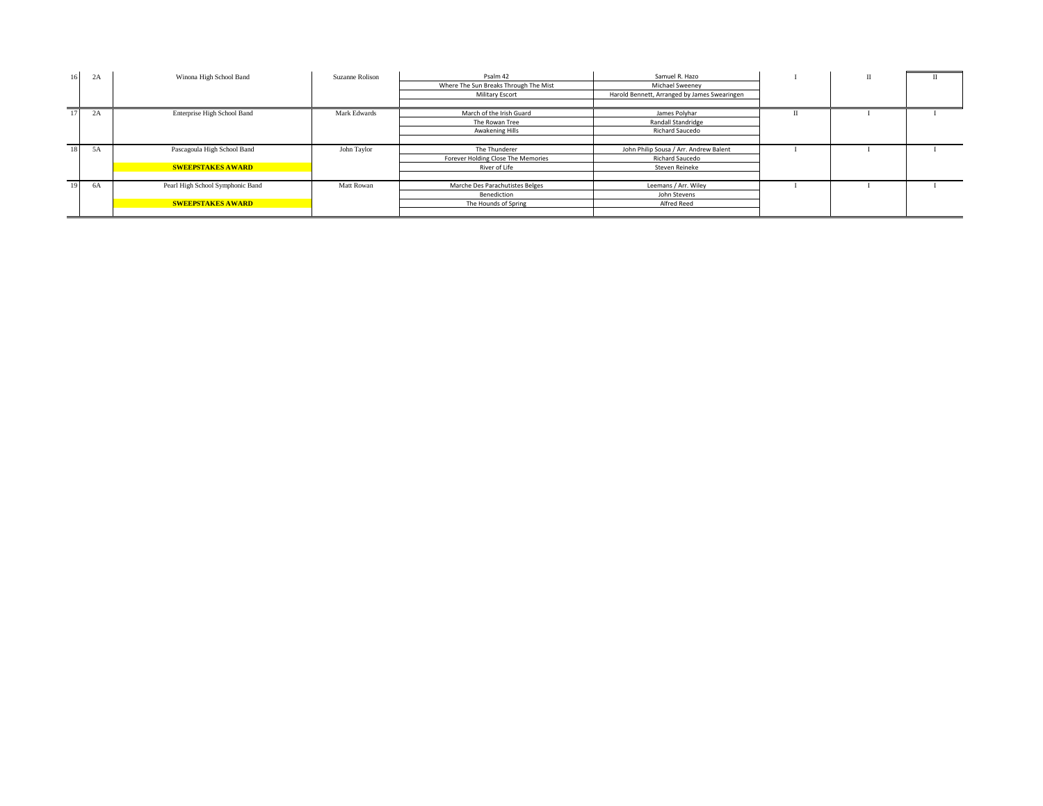| 16 | 2A | Winona High School Band | Suzanne Rolison | Psalm 42 | Samuel R. Hazo | I | II | II |
|---|---|---|---|---|---|---|---|---|
| | | | | Where The Sun Breaks Through The Mist | Michael Sweeney | | | |
| | | | | Military Escort | Harold Bennett, Arranged by James Swearingen | | | |
| 17 | 2A | Enterprise High School Band | Mark Edwards | March of the Irish Guard | James Polyhar | II | I | I |
| | | | | The Rowan Tree | Randall Standridge | | | |
| | | | | Awakening Hills | Richard Saucedo | | | |
| 18 | 5A | Pascagoula High School Band | John Taylor | The Thunderer | John Philip Sousa / Arr. Andrew Balent | I | I | I |
| | | | | Forever Holding Close The Memories | Richard Saucedo | | | |
| | | **SWEEPSTAKES AWARD** | | River of Life | Steven Reineke | | | |
| 19 | 6A | Pearl High School Symphonic Band | Matt Rowan | Marche Des Parachutistes Belges | Leemans / Arr. Wiley | I | I | I |
| | | | | Benediction | John Stevens | | | |
| | | **SWEEPSTAKES AWARD** | | The Hounds of Spring | Alfred Reed | | | |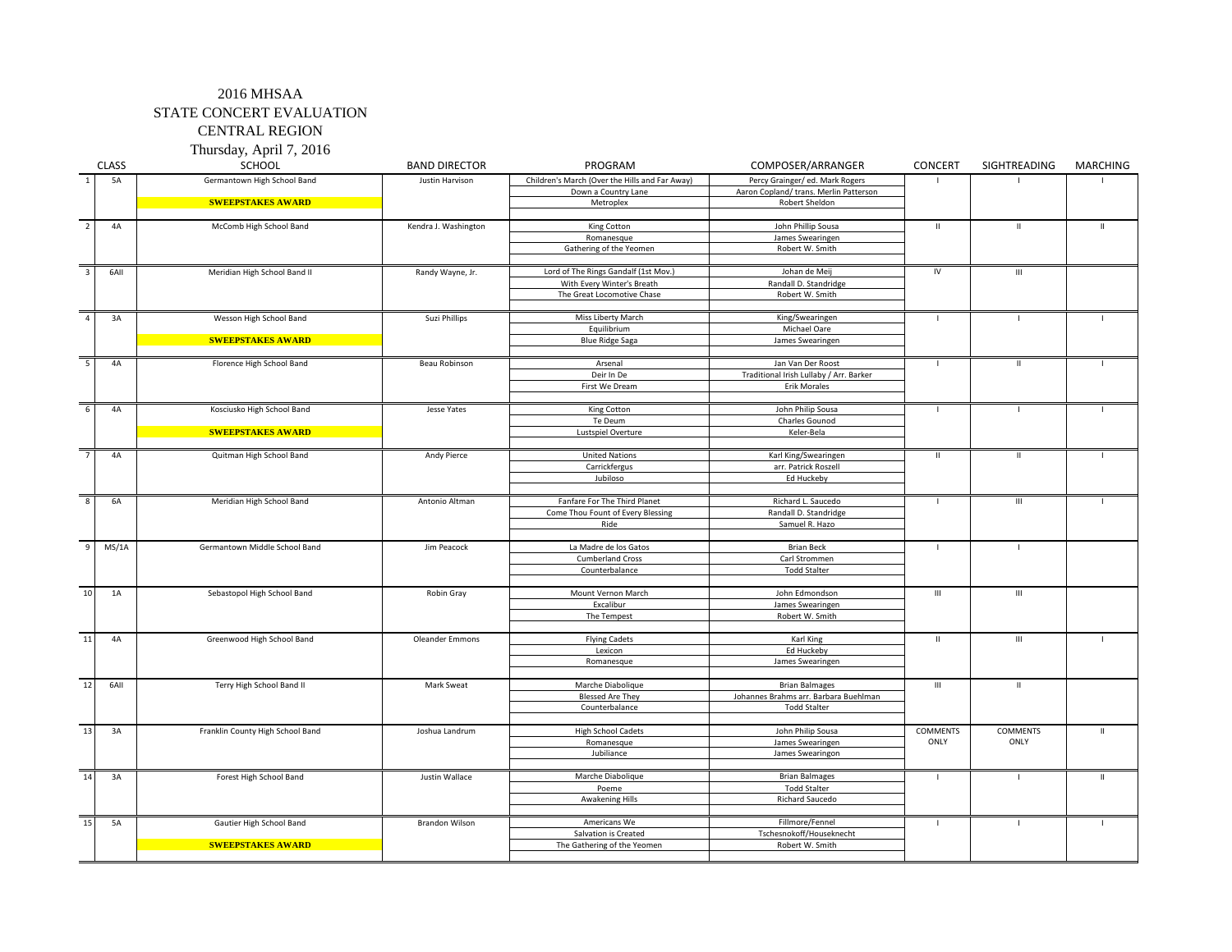# 2016 MHSAA
# STATE CONCERT EVALUATION
# CENTRAL REGION
# Thursday, April 7, 2016

| | CLASS | SCHOOL | BAND DIRECTOR | PROGRAM | COMPOSER/ARRANGER | CONCERT | SIGHTREADING | MARCHING |
|---|---|---|---|---|---|---|---|---|
| 1 | 5A | Germantown High School Band | Justin Harvison | Children's March (Over the Hills and Far Away) | Percy Grainger/ ed. Mark Rogers | I | I | I |
| | | | | Down a Country Lane | Aaron Copland/ trans. Merlin Patterson | | | |
| | | **SWEEPSTAKES AWARD** | | Metroplex | Robert Sheldon | | | |
| 2 | 4A | McComb High School Band | Kendra J. Washington | King Cotton | John Phillip Sousa | II | II | II |
| | | | | Romanesque | James Swearingen | | | |
| | | | | Gathering of the Yeomen | Robert W. Smith | | | |
| 3 | 6AII | Meridian High School Band II | Randy Wayne, Jr. | Lord of The Rings Gandalf (1st Mov.) | Johan de Meij | IV | III | |
| | | | | With Every Winter's Breath | Randall D. Standridge | | | |
| | | | | The Great Locomotive Chase | Robert W. Smith | | | |
| 4 | 3A | Wesson High School Band | Suzi Phillips | Miss Liberty March | King/Swearingen | I | I | I |
| | | | | Equilibrium | Michael Oare | | | |
| | | **SWEEPSTAKES AWARD** | | Blue Ridge Saga | James Swearingen | | | |
| 5 | 4A | Florence High School Band | Beau Robinson | Arsenal | Jan Van Der Roost | I | II | I |
| | | | | Deir In De | Traditional Irish Lullaby / Arr. Barker | | | |
| | | | | First We Dream | Erik Morales | | | |
| 6 | 4A | Kosciusko High School Band | Jesse Yates | King Cotton | John Philip Sousa | I | I | I |
| | | | | Te Deum | Charles Gounod | | | |
| | | **SWEEPSTAKES AWARD** | | Lustspiel Overture | Keler-Bela | | | |
| 7 | 4A | Quitman High School Band | Andy Pierce | United Nations | Karl King/Swearingen | II | II | I |
| | | | | Carrickfergus | arr. Patrick Roszell | | | |
| | | | | Jubiloso | Ed Huckeby | | | |
| 8 | 6A | Meridian High School Band | Antonio Altman | Fanfare For The Third Planet | Richard L. Saucedo | I | III | I |
| | | | | Come Thou Fount of Every Blessing | Randall D. Standridge | | | |
| | | | | Ride | Samuel R. Hazo | | | |
| 9 | MS/1A | Germantown Middle School Band | Jim Peacock | La Madre de los Gatos | Brian Beck | I | I | |
| | | | | Cumberland Cross | Carl Strommen | | | |
| | | | | Counterbalance | Todd Stalter | | | |
| 10 | 1A | Sebastopol High School Band | Robin Gray | Mount Vernon March | John Edmondson | III | III | |
| | | | | Excalibur | James Swearingen | | | |
| | | | | The Tempest | Robert W. Smith | | | |
| 11 | 4A | Greenwood High School Band | Oleander Emmons | Flying Cadets | Karl King | II | III | I |
| | | | | Lexicon | Ed Huckeby | | | |
| | | | | Romanesque | James Swearingen | | | |
| 12 | 6AII | Terry High School Band II | Mark Sweat | Marche Diabolique | Brian Balmages | III | II | |
| | | | | Blessed Are They | Johannes Brahms arr. Barbara Buehlman | | | |
| | | | | Counterbalance | Todd Stalter | | | |
| 13 | 3A | Franklin County High School Band | Joshua Landrum | High School Cadets | John Philip Sousa | COMMENTS ONLY | COMMENTS ONLY | II |
| | | | | Romanesque | James Swearingen | | | |
| | | | | Jubiliance | James Swearingon | | | |
| 14 | 3A | Forest High School Band | Justin Wallace | Marche Diabolique | Brian Balmages | I | I | II |
| | | | | Poeme | Todd Stalter | | | |
| | | | | Awakening Hills | Richard Saucedo | | | |
| 15 | 5A | Gautier High School Band | Brandon Wilson | Americans We | Fillmore/Fennel | I | I | I |
| | | | | Salvation is Created | Tschesnokoff/Houseknecht | | | |
| | | **SWEEPSTAKES AWARD** | | The Gathering of the Yeomen | Robert W. Smith | | | |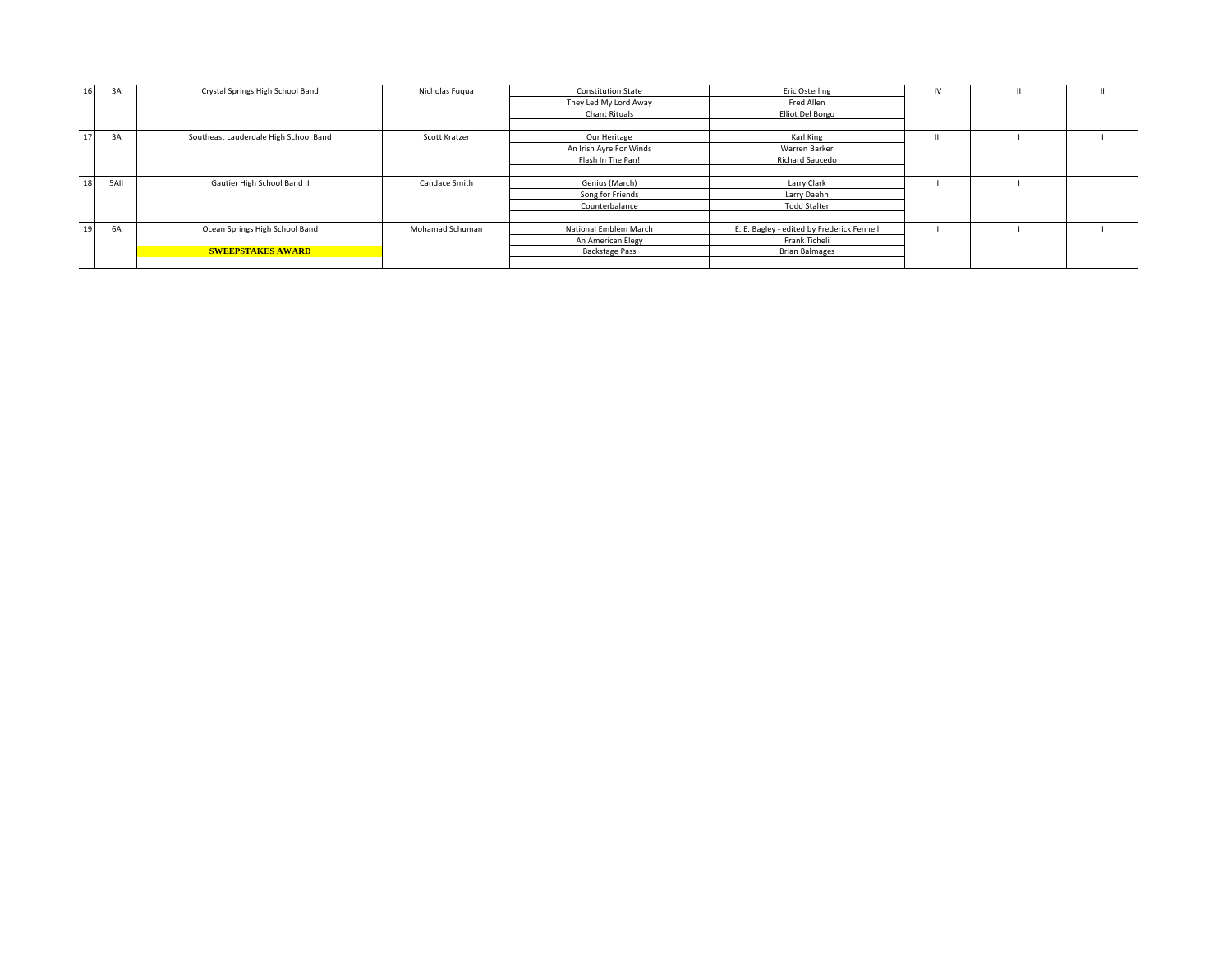| | | | | | | | | |
|---|---|---|---|---|---|---|---|---|
| 16 | 3A | Crystal Springs High School Band | Nicholas Fuqua | Constitution State | Eric Osterling | IV | II | II |
| | | | | They Led My Lord Away | Fred Allen | | | |
| | | | | Chant Rituals | Elliot Del Borgo | | | |
| 17 | 3A | Southeast Lauderdale High School Band | Scott Kratzer | Our Heritage | Karl King | III | I | I |
| | | | | An Irish Ayre For Winds | Warren Barker | | | |
| | | | | Flash In The Pan! | Richard Saucedo | | | |
| 18 | 5AII | Gautier High School Band II | Candace Smith | Genius (March) | Larry Clark | I | I | |
| | | | | Song for Friends | Larry Daehn | | | |
| | | | | Counterbalance | Todd Stalter | | | |
| 19 | 6A | Ocean Springs High School Band | Mohamad Schuman | National Emblem March | E. E. Bagley - edited by Frederick Fennell | I | I | I |
| | | | | An American Elegy | Frank Ticheli | | | |
| | | **SWEEPSTAKES AWARD** | | Backstage Pass | Brian Balmages | | | |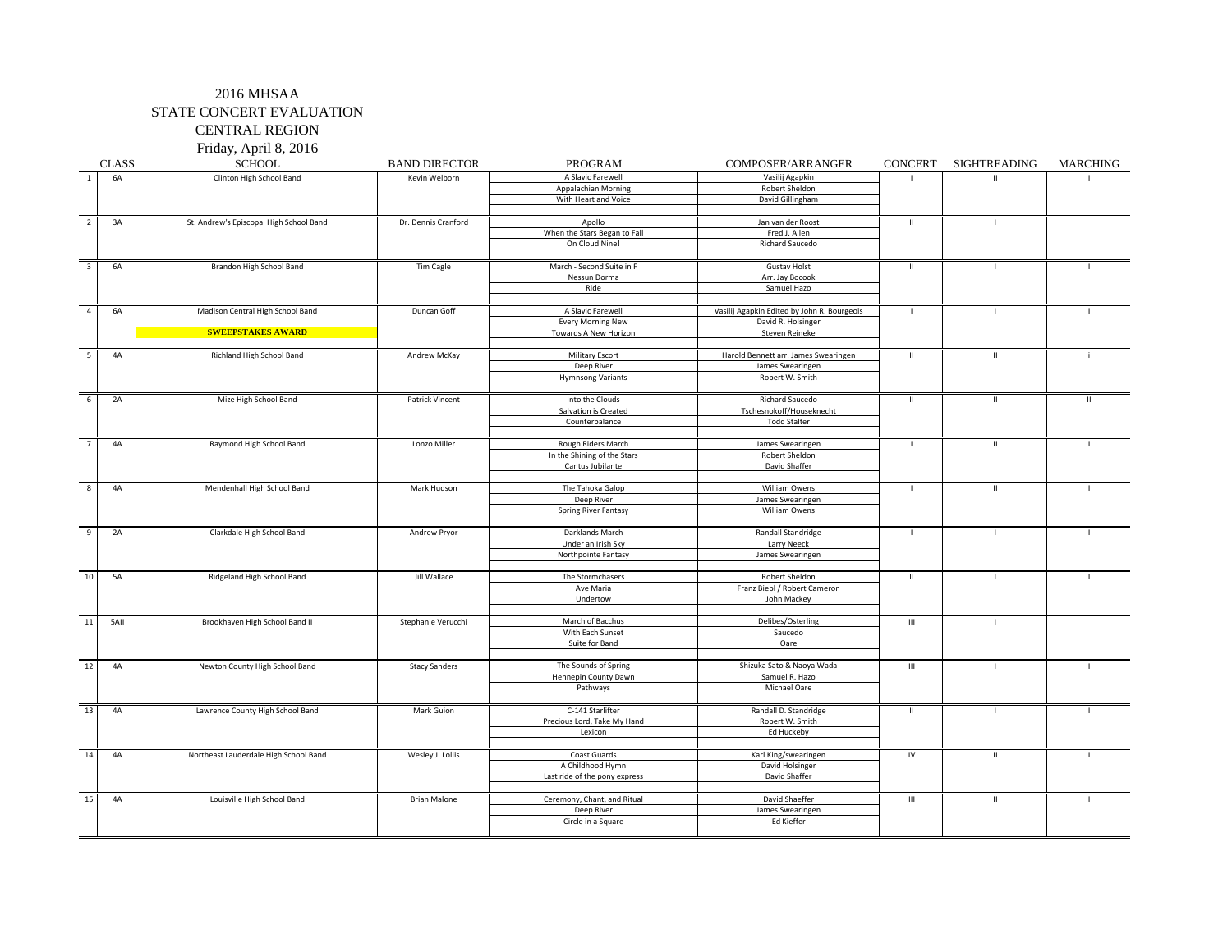# 2016 MHSAA
## STATE CONCERT EVALUATION
## CENTRAL REGION
Friday, April 8, 2016

| | CLASS | SCHOOL | BAND DIRECTOR | PROGRAM | COMPOSER/ARRANGER | CONCERT | SIGHTREADING | MARCHING |
|---|---|---|---|---|---|---|---|---|
| 1 | 6A | Clinton High School Band | Kevin Welborn | A Slavic Farewell | Vasilij Agapkin | I | II | I |
| | | | | Appalachian Morning | Robert Sheldon | | | |
| | | | | With Heart and Voice | David Gillingham | | | |
| 2 | 3A | St. Andrew's Episcopal High School Band | Dr. Dennis Cranford | Apollo | Jan van der Roost | II | I | |
| | | | | When the Stars Began to Fall | Fred J. Allen | | | |
| | | | | On Cloud Nine! | Richard Saucedo | | | |
| 3 | 6A | Brandon High School Band | Tim Cagle | March - Second Suite in F | Gustav Holst | II | I | I |
| | | | | Nessun Dorma | Arr. Jay Bocook | | | |
| | | | | Ride | Samuel Hazo | | | |
| 4 | 6A | Madison Central High School Band | Duncan Goff | A Slavic Farewell | Vasilij Agapkin Edited by John R. Bourgeois | I | I | I |
| | | | | Every Morning New | David R. Holsinger | | | |
| | | **SWEEPSTAKES AWARD** | | Towards A New Horizon | Steven Reineke | | | |
| 5 | 4A | Richland High School Band | Andrew McKay | Military Escort | Harold Bennett arr. James Swearingen | II | II | i |
| | | | | Deep River | James Swearingen | | | |
| | | | | Hymnsong Variants | Robert W. Smith | | | |
| 6 | 2A | Mize High School Band | Patrick Vincent | Into the Clouds | Richard Saucedo | II | II | II |
| | | | | Salvation is Created | Tschesnokoff/Houseknecht | | | |
| | | | | Counterbalance | Todd Stalter | | | |
| 7 | 4A | Raymond High School Band | Lonzo Miller | Rough Riders March | James Swearingen | I | II | I |
| | | | | In the Shining of the Stars | Robert Sheldon | | | |
| | | | | Cantus Jubilante | David Shaffer | | | |
| 8 | 4A | Mendenhall High School Band | Mark Hudson | The Tahoka Galop | William Owens | I | II | I |
| | | | | Deep River | James Swearingen | | | |
| | | | | Spring River Fantasy | William Owens | | | |
| 9 | 2A | Clarkdale High School Band | Andrew Pryor | Darklands March | Randall Standridge | I | I | I |
| | | | | Under an Irish Sky | Larry Neeck | | | |
| | | | | Northpointe Fantasy | James Swearingen | | | |
| 10 | 5A | Ridgeland High School Band | Jill Wallace | The Stormchasers | Robert Sheldon | II | I | I |
| | | | | Ave Maria | Franz Biebl / Robert Cameron | | | |
| | | | | Undertow | John Mackey | | | |
| 11 | 5AII | Brookhaven High School Band II | Stephanie Verucchi | March of Bacchus | Delibes/Osterling | III | I | |
| | | | | With Each Sunset | Saucedo | | | |
| | | | | Suite for Band | Oare | | | |
| 12 | 4A | Newton County High School Band | Stacy Sanders | The Sounds of Spring | Shizuka Sato & Naoya Wada | III | I | I |
| | | | | Hennepin County Dawn | Samuel R. Hazo | | | |
| | | | | Pathways | Michael Oare | | | |
| 13 | 4A | Lawrence County High School Band | Mark Guion | C-141 Starlifter | Randall D. Standridge | II | I | I |
| | | | | Precious Lord, Take My Hand | Robert W. Smith | | | |
| | | | | Lexicon | Ed Huckeby | | | |
| 14 | 4A | Northeast Lauderdale High School Band | Wesley J. Lollis | Coast Guards | Karl King/swearingen | IV | II | I |
| | | | | A Childhood Hymn | David Holsinger | | | |
| | | | | Last ride of the pony express | David Shaffer | | | |
| 15 | 4A | Louisville High School Band | Brian Malone | Ceremony, Chant, and Ritual | David Shaeffer | III | II | I |
| | | | | Deep River | James Swearingen | | | |
| | | | | Circle in a Square | Ed Kieffer | | | |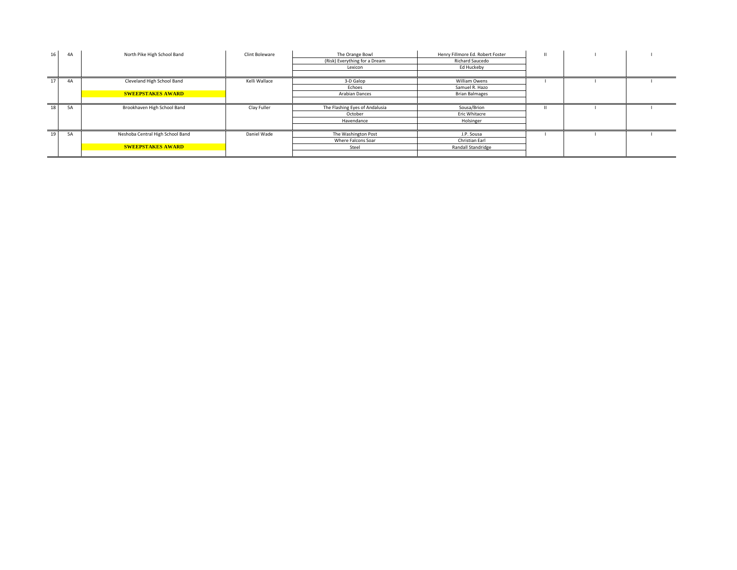| 16 | 4A | North Pike High School Band | Clint Boleware | The Orange Bowl | Henry Fillmore Ed. Robert Foster | II | I | I |
|---|---|---|---|---|---|---|---|---|
| | | | | (Risk) Everything for a Dream | Richard Saucedo | | | |
| | | | | Lexicon | Ed Huckeby | | | |
| | | | | | | | | |
| 17 | 4A | Cleveland High School Band | Kelli Wallace | 3-D Galop | William Owens | I | I | I |
| | | | | Echoes | Samuel R. Hazo | | | |
| | | **SWEEPSTAKES AWARD** | | Arabian Dances | Brian Balmages | | | |
| | | | | | | | | |
| 18 | 5A | Brookhaven High School Band | Clay Fuller | The Flashing Eyes of Andalusia | Sousa/Brion | II | I | I |
| | | | | October | Eric Whitacre | | | |
| | | | | Havendance | Holsinger | | | |
| | | | | | | | | |
| 19 | 5A | Neshoba Central High School Band | Daniel Wade | The Washington Post | J.P. Sousa | I | I | I |
| | | | | Where Falcons Soar | Christian Earl | | | |
| | | **SWEEPSTAKES AWARD** | | Steel | Randall Standridge | | | |
| | | | | | | | | |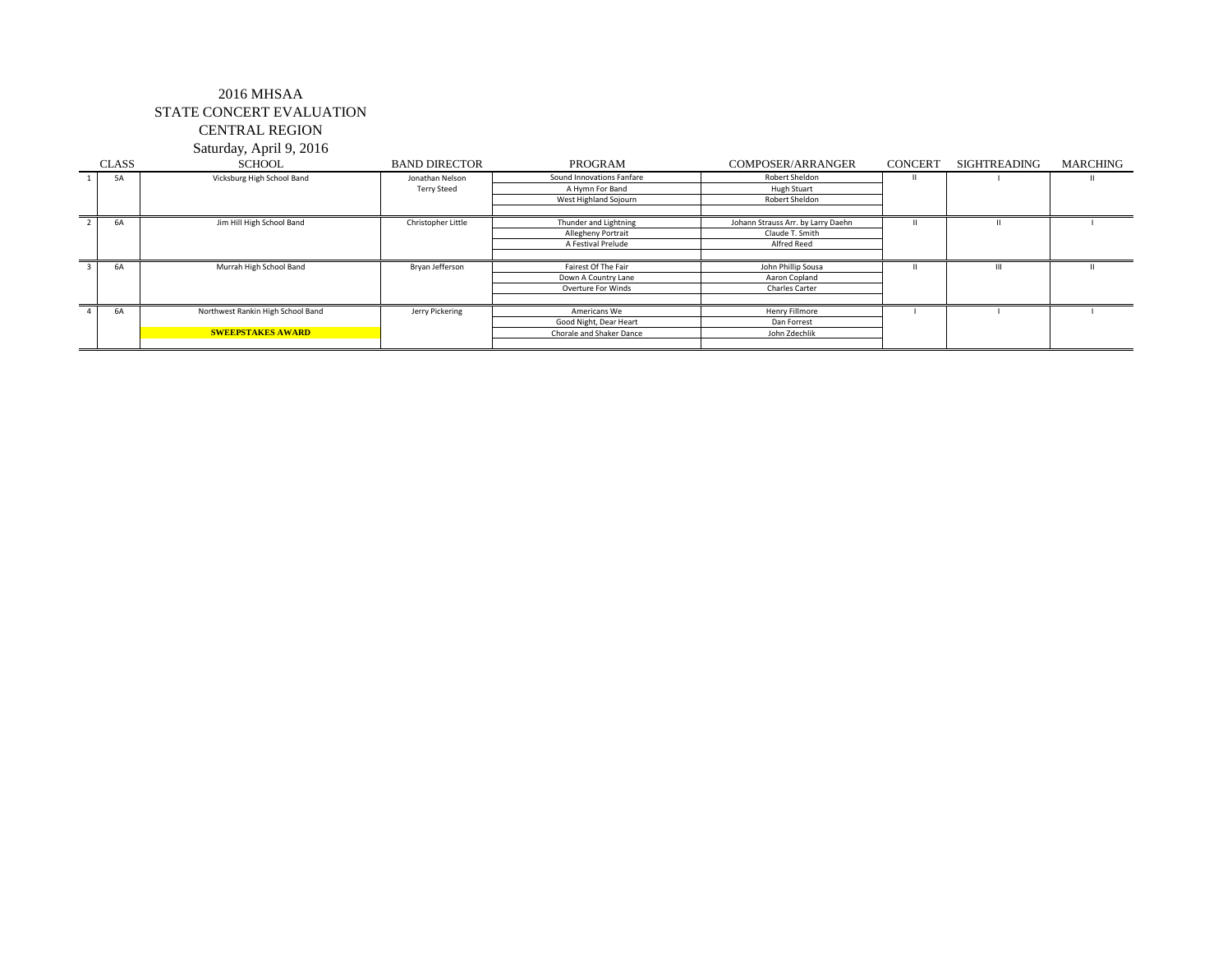# 2016 MHSAA
## STATE CONCERT EVALUATION
## CENTRAL REGION
### Saturday, April 9, 2016

| | CLASS | SCHOOL | BAND DIRECTOR | PROGRAM | COMPOSER/ARRANGER | CONCERT | SIGHTREADING | MARCHING |
|---|---|---|---|---|---|---|---|---|
| 1 | 5A | Vicksburg High School Band | Jonathan Nelson | Sound Innovations Fanfare | Robert Sheldon | II | I | II |
| | | | Terry Steed | A Hymn For Band | Hugh Stuart | | | |
| | | | | West Highland Sojourn | Robert Sheldon | | | |
| 2 | 6A | Jim Hill High School Band | Christopher Little | Thunder and Lightning | Johann Strauss Arr. by Larry Daehn | II | II | I |
| | | | | Allegheny Portrait | Claude T. Smith | | | |
| | | | | A Festival Prelude | Alfred Reed | | | |
| 3 | 6A | Murrah High School Band | Bryan Jefferson | Fairest Of The Fair | John Phillip Sousa | II | III | II |
| | | | | Down A Country Lane | Aaron Copland | | | |
| | | | | Overture For Winds | Charles Carter | | | |
| 4 | 6A | Northwest Rankin High School Band | Jerry Pickering | Americans We | Henry Fillmore | I | I | I |
| | | | | Good Night, Dear Heart | Dan Forrest | | | |
| | | **SWEEPSTAKES AWARD** | | Chorale and Shaker Dance | John Zdechlik | | | |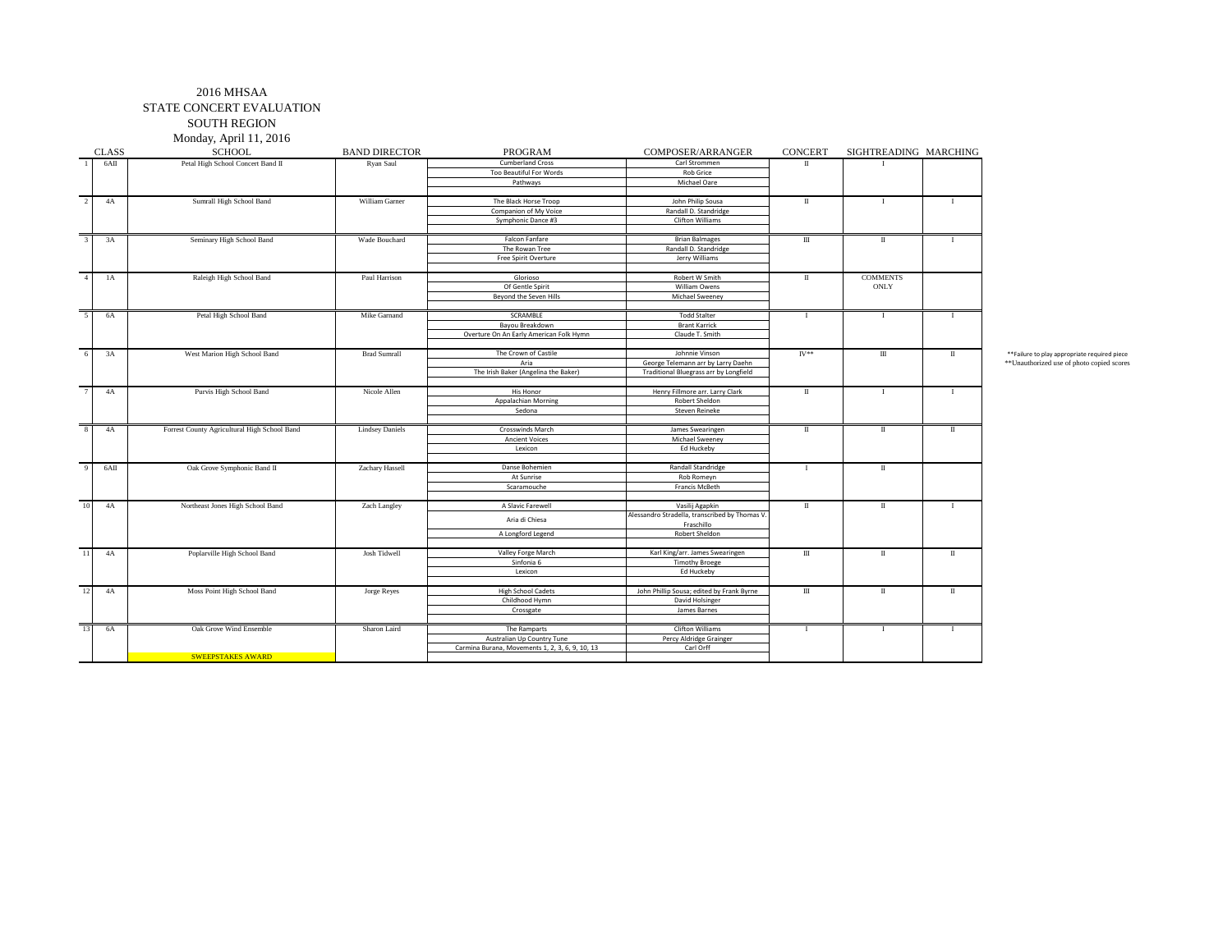# 2016 MHSAA
## STATE CONCERT EVALUATION
## SOUTH REGION
### Monday, April 11, 2016

| | CLASS | SCHOOL | BAND DIRECTOR | PROGRAM | COMPOSER/ARRANGER | CONCERT | SIGHTREADING | MARCHING |
|---|---|---|---|---|---|---|---|---|
| 1 | 6AII | Petal High School Concert Band II | Ryan Saul | Cumberland Cross | Carl Strommen | II | I | |
| | | | | Too Beautiful For Words | Rob Grice | | | |
| | | | | Pathways | Michael Oare | | | |
| 2 | 4A | Sumrall High School Band | William Garner | The Black Horse Troop | John Philip Sousa | II | I | I |
| | | | | Companion of My Voice | Randall D. Standridge | | | |
| | | | | Symphonic Dance #3 | Clifton Williams | | | |
| 3 | 3A | Seminary High School Band | Wade Bouchard | Falcon Fanfare | Brian Balmages | III | II | I |
| | | | | The Rowan Tree | Randall D. Standridge | | | |
| | | | | Free Spirit Overture | Jerry Williams | | | |
| 4 | 1A | Raleigh High School Band | Paul Harrison | Glorioso | Robert W Smith | II | COMMENTS ONLY | |
| | | | | Of Gentle Spirit | William Owens | | | |
| | | | | Beyond the Seven Hills | Michael Sweeney | | | |
| 5 | 6A | Petal High School Band | Mike Garnand | SCRAMBLE | Todd Stalter | I | I | I |
| | | | | Bayou Breakdown | Brant Karrick | | | |
| | | | | Overture On An Early American Folk Hymn | Claude T. Smith | | | |
| 6 | 3A | West Marion High School Band | Brad Sumrall | The Crown of Castile | Johnnie Vinson | IV** | III | II |
| | | | | Aria | George Telemann arr by Larry Daehn | | | |
| | | | | The Irish Baker (Angelina the Baker) | Traditional Bluegrass arr by Longfield | | | |
| 7 | 4A | Purvis High School Band | Nicole Allen | His Honor | Henry Fillmore arr. Larry Clark | II | I | I |
| | | | | Appalachian Morning | Robert Sheldon | | | |
| | | | | Sedona | Steven Reineke | | | |
| 8 | 4A | Forrest County Agricultural High School Band | Lindsey Daniels | Crosswinds March | James Swearingen | II | II | II |
| | | | | Ancient Voices | Michael Sweeney | | | |
| | | | | Lexicon | Ed Huckeby | | | |
| 9 | 6AII | Oak Grove Symphonic Band II | Zachary Hassell | Danse Bohemien | Randall Standridge | I | II | |
| | | | | At Sunrise | Rob Romeyn | | | |
| | | | | Scaramouche | Francis McBeth | | | |
| 10 | 4A | Northeast Jones High School Band | Zach Langley | A Slavic Farewell | Vasilij Agapkin | II | II | I |
| | | | | Aria di Chiesa | Alessandro Stradella, transcribed by Thomas V. Fraschillo | | | |
| | | | | A Longford Legend | Robert Sheldon | | | |
| 11 | 4A | Poplarville High School Band | Josh Tidwell | Valley Forge March | Karl King/arr. James Swearingen | III | II | II |
| | | | | Sinfonia 6 | Timothy Broege | | | |
| | | | | Lexicon | Ed Huckeby | | | |
| 12 | 4A | Moss Point High School Band | Jorge Reyes | High School Cadets | John Phillip Sousa; edited by Frank Byrne | III | II | II |
| | | | | Childhood Hymn | David Holsinger | | | |
| | | | | Crossgate | James Barnes | | | |
| 13 | 6A | Oak Grove Wind Ensemble | Sharon Laird | The Ramparts | Clifton Williams | I | I | I |
| | | | | Australian Up Country Tune | Percy Aldridge Grainger | | | |
| | | SWEEPSTAKES AWARD | | Carmina Burana, Movements 1, 2, 3, 6, 9, 10, 13 | Carl Orff | | | |

**Failure to play appropriate required piece
**Unauthorized use of photo copied scores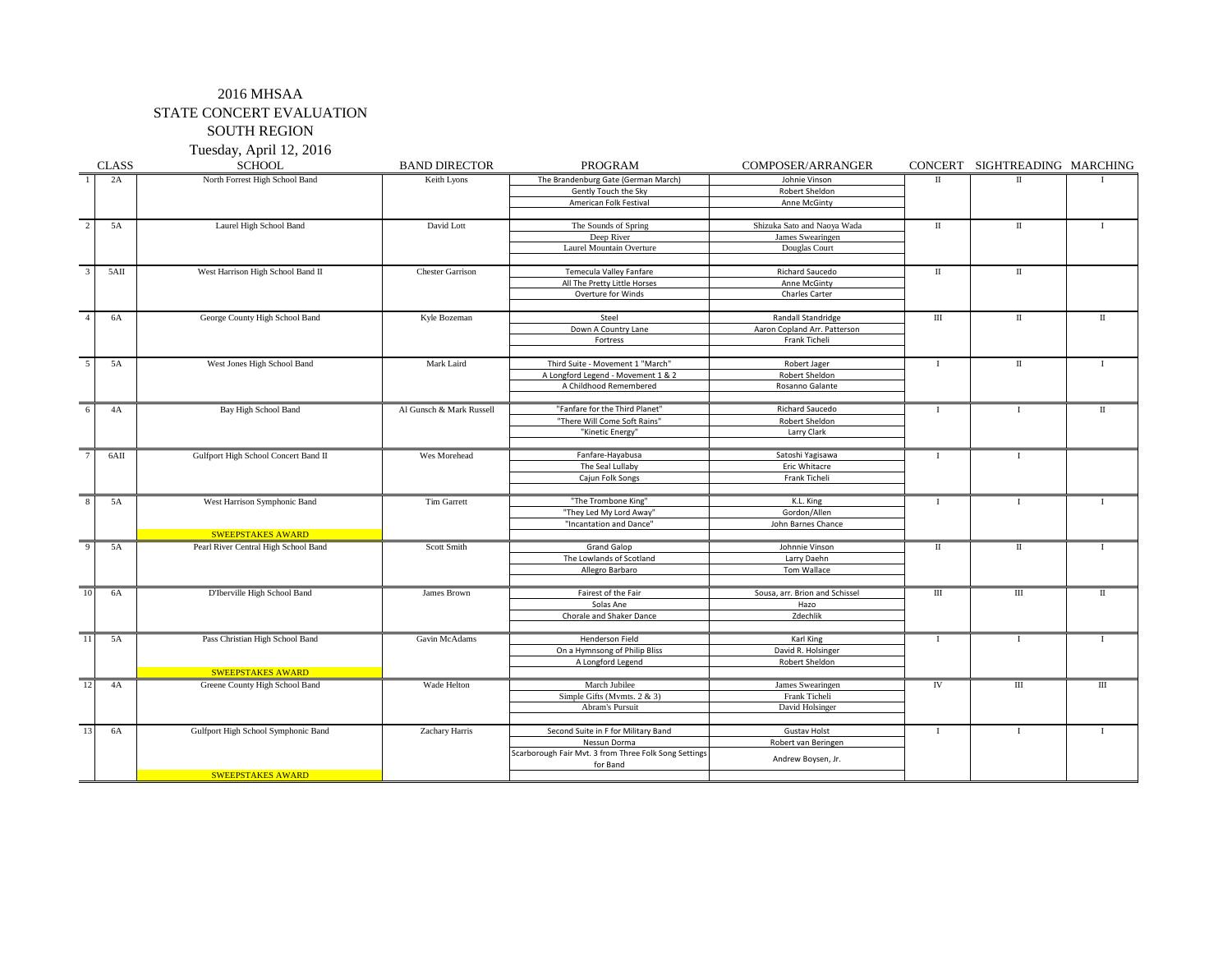# 2016 MHSAA
# STATE CONCERT EVALUATION
## SOUTH REGION
### Tuesday, April 12, 2016

| | CLASS | SCHOOL | BAND DIRECTOR | PROGRAM | COMPOSER/ARRANGER | CONCERT | SIGHTREADING | MARCHING |
|---|---|---|---|---|---|---|---|---|
| 1 | 2A | North Forrest High School Band | Keith Lyons | The Brandenburg Gate (German March) | Johnie Vinson | II | II | I |
| | | | | Gently Touch the Sky | Robert Sheldon | | | |
| | | | | American Folk Festival | Anne McGinty | | | |
| 2 | 5A | Laurel High School Band | David Lott | The Sounds of Spring | Shizuka Sato and Naoya Wada | II | II | I |
| | | | | Deep River | James Swearingen | | | |
| | | | | Laurel Mountain Overture | Douglas Court | | | |
| 3 | 5AII | West Harrison High School Band II | Chester Garrison | Temecula Valley Fanfare | Richard Saucedo | II | II | |
| | | | | All The Pretty Little Horses | Anne McGinty | | | |
| | | | | Overture for Winds | Charles Carter | | | |
| 4 | 6A | George County High School Band | Kyle Bozeman | Steel | Randall Standridge | III | II | II |
| | | | | Down A Country Lane | Aaron Copland Arr. Patterson | | | |
| | | | | Fortress | Frank Ticheli | | | |
| 5 | 5A | West Jones High School Band | Mark Laird | Third Suite - Movement 1 "March" | Robert Jager | I | II | I |
| | | | | A Longford Legend - Movement 1 & 2 | Robert Sheldon | | | |
| | | | | A Childhood Remembered | Rosanno Galante | | | |
| 6 | 4A | Bay High School Band | Al Gunsch & Mark Russell | "Fanfare for the Third Planet" | Richard Saucedo | I | I | II |
| | | | | "There Will Come Soft Rains" | Robert Sheldon | | | |
| | | | | "Kinetic Energy" | Larry Clark | | | |
| 7 | 6AII | Gulfport High School Concert Band II | Wes Morehead | Fanfare-Hayabusa | Satoshi Yagisawa | I | I | |
| | | | | The Seal Lullaby | Eric Whitacre | | | |
| | | | | Cajun Folk Songs | Frank Ticheli | | | |
| 8 | 5A | West Harrison Symphonic Band | Tim Garrett | "The Trombone King" | K.L. King | I | I | I |
| | | | | "They Led My Lord Away" | Gordon/Allen | | | |
| | | | | "Incantation and Dance" | John Barnes Chance | | | |
| | | SWEEPSTAKES AWARD | | | | | | |
| 9 | 5A | Pearl River Central High School Band | Scott Smith | Grand Galop | Johnnie Vinson | II | II | I |
| | | | | The Lowlands of Scotland | Larry Daehn | | | |
| | | | | Allegro Barbaro | Tom Wallace | | | |
| 10 | 6A | D'Iberville High School Band | James Brown | Fairest of the Fair | Sousa, arr. Brion and Schissel | III | III | II |
| | | | | Solas Ane | Hazo | | | |
| | | | | Chorale and Shaker Dance | Zdechlik | | | |
| 11 | 5A | Pass Christian High School Band | Gavin McAdams | Henderson Field | Karl King | I | I | I |
| | | | | On a Hymnsong of Philip Bliss | David R. Holsinger | | | |
| | | | | A Longford Legend | Robert Sheldon | | | |
| | | SWEEPSTAKES AWARD | | | | | | |
| 12 | 4A | Greene County High School Band | Wade Helton | March Jubilee | James Swearingen | IV | III | III |
| | | | | Simple Gifts (Mvmts. 2 & 3) | Frank Ticheli | | | |
| | | | | Abram's Pursuit | David Holsinger | | | |
| 13 | 6A | Gulfport High School Symphonic Band | Zachary Harris | Second Suite in F for Military Band | Gustav Holst | I | I | I |
| | | | | Nessun Dorma | Robert van Beringen | | | |
| | | | | Scarborough Fair Mvt. 3 from Three Folk Song Settings for Band | Andrew Boysen, Jr. | | | |
| | | SWEEPSTAKES AWARD | | | | | | |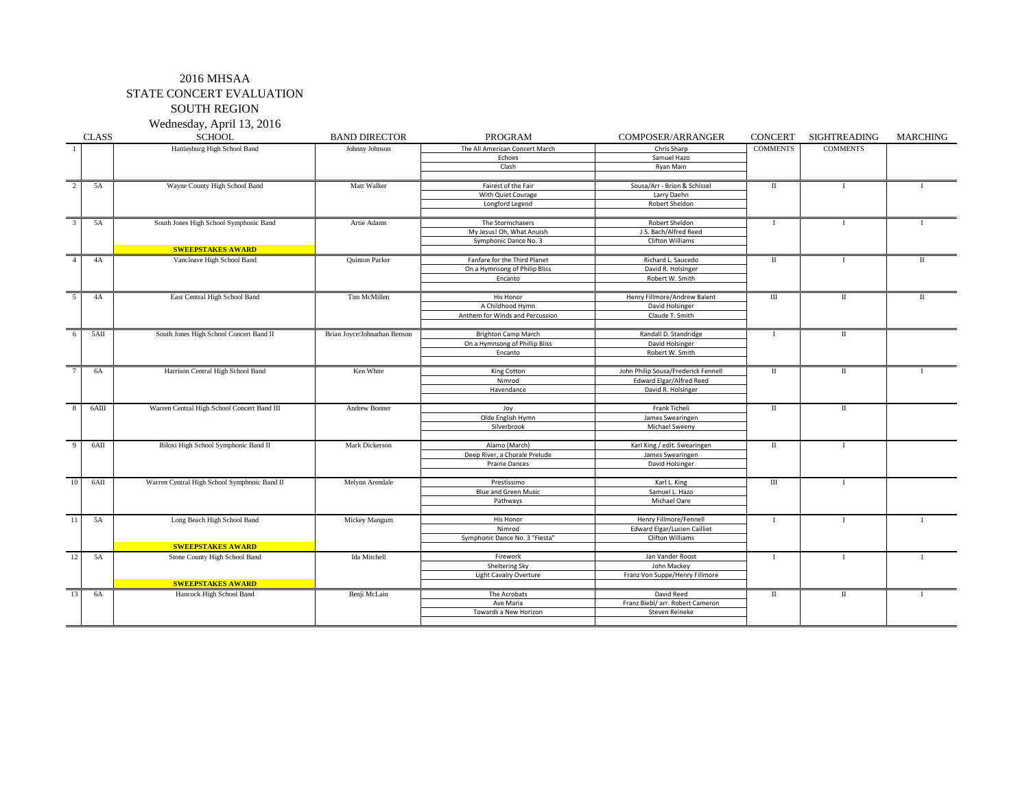# 2016 MHSAA
## STATE CONCERT EVALUATION
## SOUTH REGION
### Wednesday, April 13, 2016

| | CLASS | SCHOOL | BAND DIRECTOR | PROGRAM | COMPOSER/ARRANGER | CONCERT | SIGHTREADING | MARCHING |
|---|---|---|---|---|---|---|---|---|
| 1 | | Hattiesburg High School Band | Johnny Johnson | The All American Concert March | Chris Sharp | COMMENTS | COMMENTS | |
| | | | | Echoes | Samuel Hazo | | | |
| | | | | Clash | Ryan Main | | | |
| 2 | 5A | Wayne County High School Band | Matt Walker | Fairest of the Fair | Sousa/Arr - Brion & Schissel | II | I | I |
| | | | | With Quiet Courage | Larry Daehn | | | |
| | | | | Longford Legend | Robert Sheldon | | | |
| 3 | 5A | South Jones High School Symphonic Band | Artie Adams | The Stormchasers | Robert Sheldon | I | I | I |
| | | | | My Jesus! Oh, What Anuish | J.S. Bach/Alfred Reed | | | |
| | | | | Symphonic Dance No. 3 | Clifton Williams | | | |
| | | **SWEEPSTAKES AWARD** | | | | | | |
| 4 | 4A | Vancleave High School Band | Quinton Parker | Fanfare for the Third Planet | Richard L. Saucedo | II | I | II |
| | | | | On a Hymnsong of Philip Bliss | David R. Holsinger | | | |
| | | | | Encanto | Robert W. Smith | | | |
| 5 | 4A | East Central High School Band | Tim McMillen | His Honor | Henry Fillmore/Andrew Balent | III | II | II |
| | | | | A Childhood Hymn | David Holsinger | | | |
| | | | | Anthem for Winds and Percussion | Claude T. Smith | | | |
| 6 | 5AII | South Jones High School Concert Band II | Brian Joyce/Johnathan Benson | Brighton Camp March | Randall D. Standridge | I | II | |
| | | | | On a Hymnsong of Phillip Bliss | David Holsinger | | | |
| | | | | Encanto | Robert W. Smith | | | |
| 7 | 6A | Harrison Central High School Band | Ken White | King Cotton | John Philip Sousa/Frederick Fennell | II | II | I |
| | | | | Nimrod | Edward Elgar/Alfred Reed | | | |
| | | | | Havendance | David R. Holsinger | | | |
| 8 | 6AIII | Warren Central High School Concert Band III | Andrew Bonner | Joy | Frank Ticheli | II | II | |
| | | | | Olde English Hymn | James Swearingen | | | |
| | | | | Silverbrook | Michael Sweeny | | | |
| 9 | 6AII | Biloxi High School Symphonic Band II | Mark Dickerson | Alamo (March) | Karl King / edit. Swearingen | II | I | |
| | | | | Deep River, a Chorale Prelude | James Swearingen | | | |
| | | | | Prairie Dances | David Holsinger | | | |
| 10 | 6AII | Warren Central High School Symphonic Band II | Melynn Arendale | Prestissimo | Karl L. King | III | I | |
| | | | | Blue and Green Music | Samuel L. Hazo | | | |
| | | | | Pathways | Michael Oare | | | |
| 11 | 5A | Long Beach High School Band | Mickey Mangum | His Honor | Henry Fillmore/Fennell | I | I | 1 |
| | | | | Nimrod | Edward Elgar/Lucien Cailliet | | | |
| | | | | Symphonic Dance No. 3 "Fiesta" | Clifton Williams | | | |
| | | **SWEEPSTAKES AWARD** | | | | | | |
| 12 | 5A | Stone County High School Band | Ida Mitchell | Firework | Jan Vander Roost | I | I | 1 |
| | | | | Sheltering Sky | John Mackey | | | |
| | | | | Light Cavalry Overture | Franz Von Suppe/Henry Fillmore | | | |
| | | **SWEEPSTAKES AWARD** | | | | | | |
| 13 | 6A | Hancock High School Band | Benji McLain | The Acrobats | David Reed | II | II | I |
| | | | | Ave Maria | Franz Biebl/ arr. Robert Cameron | | | |
| | | | | Towards a New Horizon | Steven Reineke | | | |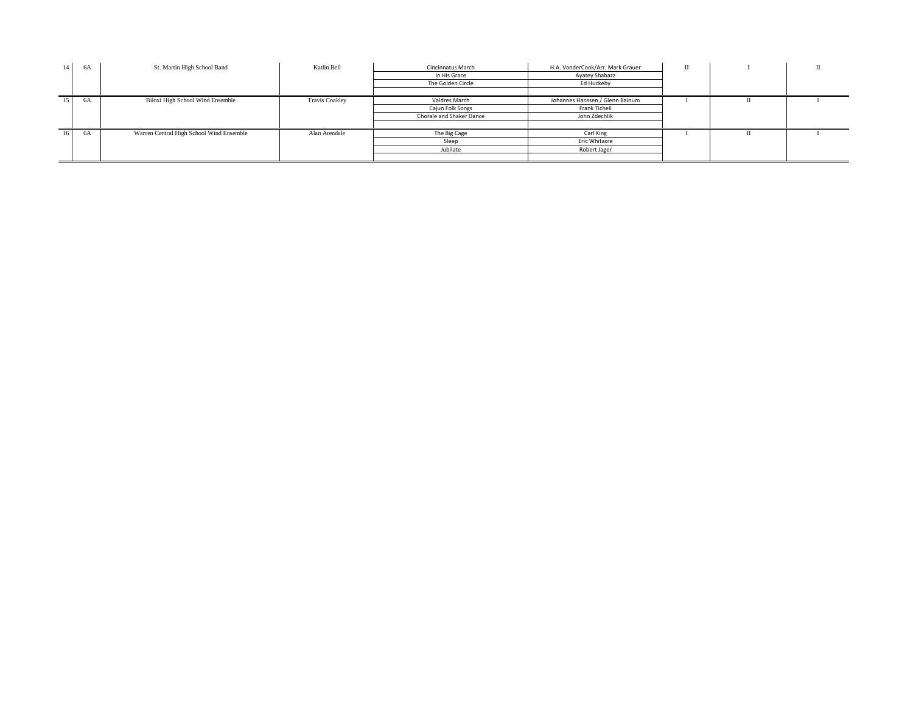| | | | | | | | | |
|---|---|---|---|---|---|---|---|---|
| 14 | 6A | St. Martin High School Band | Katlin Bell | Cincinnatus March | H.A. VanderCook/Arr. Mark Grauer | II | I | II |
| | | | | In His Grace | Ayatey Shabazz | | | |
| | | | | The Golden Circle | Ed Huckeby | | | |
| 15 | 6A | Biloxi High School Wind Ensemble | Travis Coakley | Valdres March | Johannes Hanssen / Glenn Bainum | I | II | I |
| | | | | Cajun Folk Songs | Frank Ticheli | | | |
| | | | | Chorale and Shaker Dance | John Zdechlik | | | |
| 16 | 6A | Warren Central High School Wind Ensemble | Alan Arendale | The Big Cage | Carl King | I | II | I |
| | | | | Sleep | Eric Whitacre | | | |
| | | | | Jubilate | Robert Jager | | | |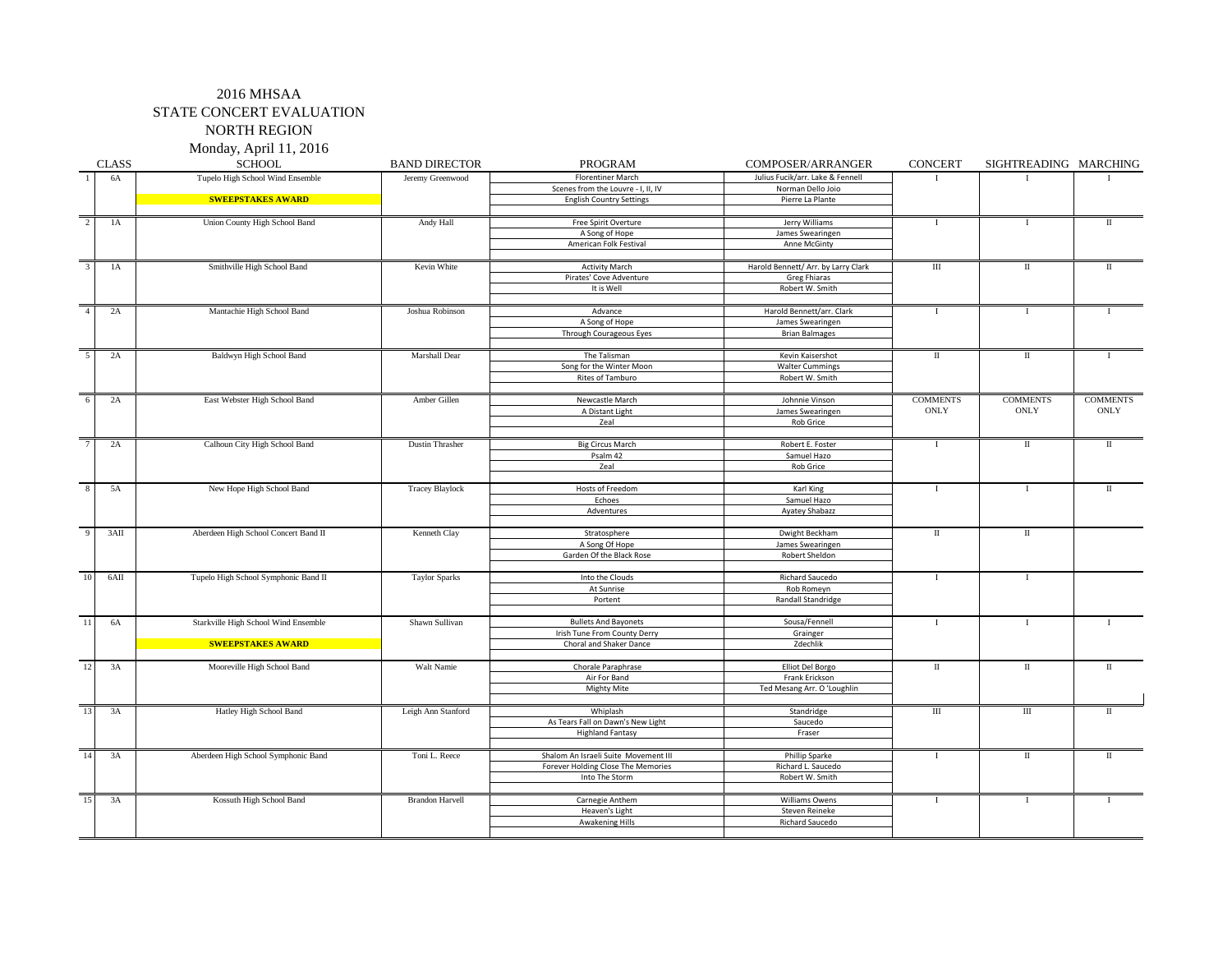# 2016 MHSAA
## STATE CONCERT EVALUATION
## NORTH REGION
### Monday, April 11, 2016

| | CLASS | SCHOOL | BAND DIRECTOR | PROGRAM | COMPOSER/ARRANGER | CONCERT | SIGHTREADING | MARCHING |
|---|---|---|---|---|---|---|---|---|
| 1 | 6A | Tupelo High School Wind Ensemble | Jeremy Greenwood | Florentiner March | Julius Fucik/arr. Lake & Fennell | I | I | I |
| | | | | Scenes from the Louvre - I, II, IV | Norman Dello Joio | | | |
| | | **SWEEPSTAKES AWARD** | | English Country Settings | Pierre La Plante | | | |
| 2 | 1A | Union County High School Band | Andy Hall | Free Spirit Overture | Jerry Williams | I | I | II |
| | | | | A Song of Hope | James Swearingen | | | |
| | | | | American Folk Festival | Anne McGinty | | | |
| 3 | 1A | Smithville High School Band | Kevin White | Activity March | Harold Bennett/ Arr. by Larry Clark | III | II | II |
| | | | | Pirates' Cove Adventure | Greg Fhiaras | | | |
| | | | | It is Well | Robert W. Smith | | | |
| 4 | 2A | Mantachie High School Band | Joshua Robinson | Advance | Harold Bennett/arr. Clark | I | I | I |
| | | | | A Song of Hope | James Swearingen | | | |
| | | | | Through Courageous Eyes | Brian Balmages | | | |
| 5 | 2A | Baldwyn High School Band | Marshall Dear | The Talisman | Kevin Kaisershot | II | II | I |
| | | | | Song for the Winter Moon | Walter Cummings | | | |
| | | | | Rites of Tamburo | Robert W. Smith | | | |
| 6 | 2A | East Webster High School Band | Amber Gillen | Newcastle March | Johnnie Vinson | COMMENTS ONLY | COMMENTS ONLY | COMMENTS ONLY |
| | | | | A Distant Light | James Swearingen | | | |
| | | | | Zeal | Rob Grice | | | |
| 7 | 2A | Calhoun City High School Band | Dustin Thrasher | Big Circus March | Robert E. Foster | I | II | II |
| | | | | Psalm 42 | Samuel Hazo | | | |
| | | | | Zeal | Rob Grice | | | |
| 8 | 5A | New Hope High School Band | Tracey Blaylock | Hosts of Freedom | Karl King | I | I | II |
| | | | | Echoes | Samuel Hazo | | | |
| | | | | Adventures | Ayatey Shabazz | | | |
| 9 | 3AII | Aberdeen High School Concert Band II | Kenneth Clay | Stratosphere | Dwight Beckham | II | II | |
| | | | | A Song Of Hope | James Swearingen | | | |
| | | | | Garden Of the Black Rose | Robert Sheldon | | | |
| 10 | 6AII | Tupelo High School Symphonic Band II | Taylor Sparks | Into the Clouds | Richard Saucedo | I | I | |
| | | | | At Sunrise | Rob Romeyn | | | |
| | | | | Portent | Randall Standridge | | | |
| 11 | 6A | Starkville High School Wind Ensemble | Shawn Sullivan | Bullets And Bayonets | Sousa/Fennell | I | I | I |
| | | | | Irish Tune From County Derry | Grainger | | | |
| | | **SWEEPSTAKES AWARD** | | Choral and Shaker Dance | Zdechlik | | | |
| 12 | 3A | Mooreville High School Band | Walt Namie | Chorale Paraphrase | Elliot Del Borgo | II | II | II |
| | | | | Air For Band | Frank Erickson | | | |
| | | | | Mighty Mite | Ted Mesang Arr. O 'Loughlin | | | |
| 13 | 3A | Hatley High School Band | Leigh Ann Stanford | Whiplash | Standridge | III | III | II |
| | | | | As Tears Fall on Dawn's New Light | Saucedo | | | |
| | | | | Highland Fantasy | Fraser | | | |
| 14 | 3A | Aberdeen High School Symphonic Band | Toni L. Reece | Shalom An Israeli Suite Movement III | Phillip Sparke | I | II | II |
| | | | | Forever Holding Close The Memories | Richard L. Saucedo | | | |
| | | | | Into The Storm | Robert W. Smith | | | |
| 15 | 3A | Kossuth High School Band | Brandon Harvell | Carnegie Anthem | Williams Owens | I | I | I |
| | | | | Heaven's Light | Steven Reineke | | | |
| | | | | Awakening Hills | Richard Saucedo | | | |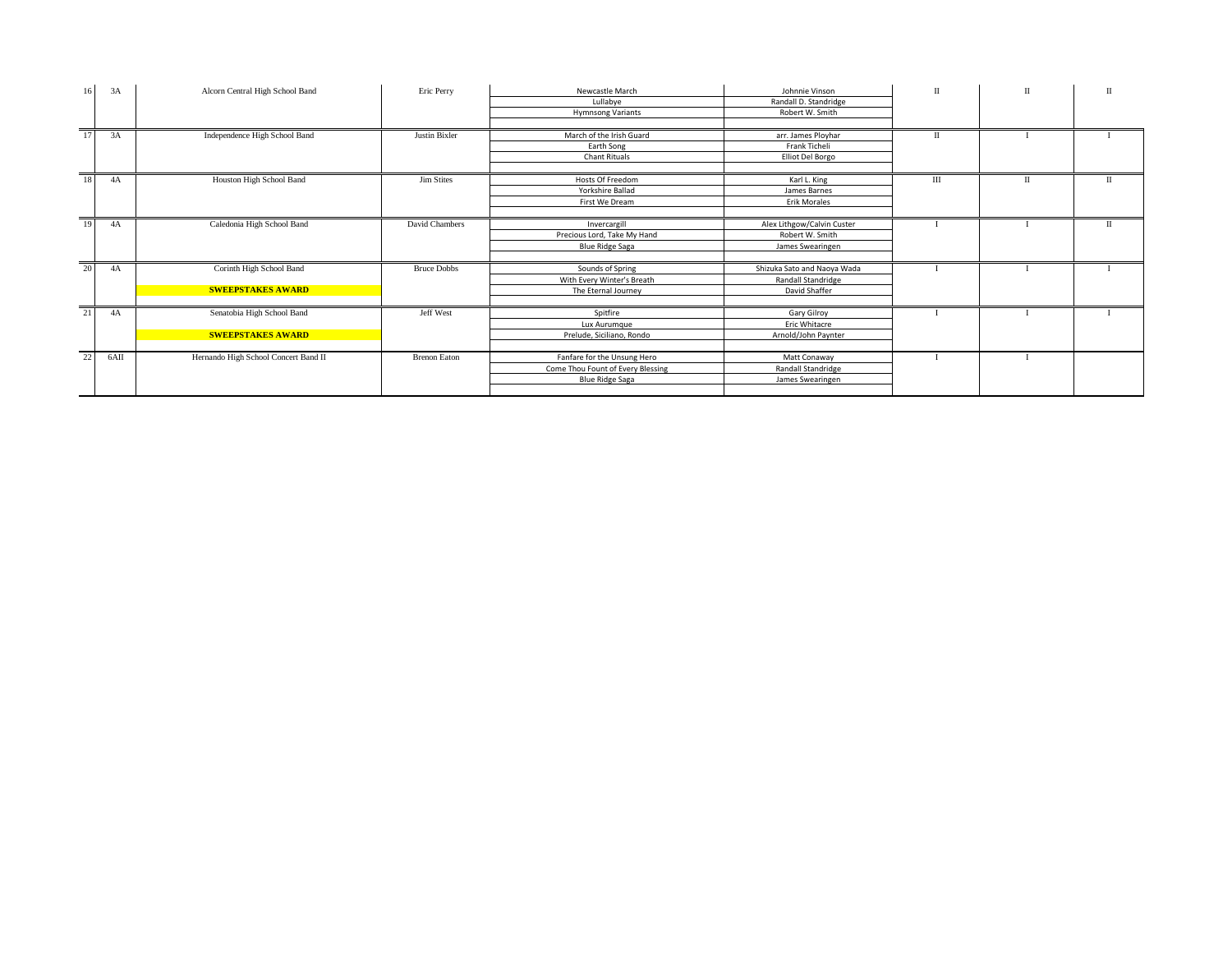| # | Class | School | Director | Selection | Composer | Rating | Rating | Rating |
|---|---|---|---|---|---|---|---|---|
| 16 | 3A | Alcorn Central High School Band | Eric Perry | Newcastle March | Johnnie Vinson | II | II | II |
| | | | | Lullabye | Randall D. Standridge | | | |
| | | | | Hymnsong Variants | Robert W. Smith | | | |
| 17 | 3A | Independence High School Band | Justin Bixler | March of the Irish Guard | arr. James Ployhar | II | I | I |
| | | | | Earth Song | Frank Ticheli | | | |
| | | | | Chant Rituals | Elliot Del Borgo | | | |
| 18 | 4A | Houston High School Band | Jim Stites | Hosts Of Freedom | Karl L. King | III | II | II |
| | | | | Yorkshire Ballad | James Barnes | | | |
| | | | | First We Dream | Erik Morales | | | |
| 19 | 4A | Caledonia High School Band | David Chambers | Invercargill | Alex Lithgow/Calvin Custer | I | I | II |
| | | | | Precious Lord, Take My Hand | Robert W. Smith | | | |
| | | | | Blue Ridge Saga | James Swearingen | | | |
| 20 | 4A | Corinth High School Band | Bruce Dobbs | Sounds of Spring | Shizuka Sato and Naoya Wada | I | I | I |
| | | | | With Every Winter's Breath | Randall Standridge | | | |
| | | **SWEEPSTAKES AWARD** | | The Eternal Journey | David Shaffer | | | |
| 21 | 4A | Senatobia High School Band | Jeff West | Spitfire | Gary Gilroy | I | I | I |
| | | | | Lux Aurumque | Eric Whitacre | | | |
| | | **SWEEPSTAKES AWARD** | | Prelude, Siciliano, Rondo | Arnold/John Paynter | | | |
| 22 | 6AII | Hernando High School Concert Band II | Brenon Eaton | Fanfare for the Unsung Hero | Matt Conaway | I | I | |
| | | | | Come Thou Fount of Every Blessing | Randall Standridge | | | |
| | | | | Blue Ridge Saga | James Swearingen | | | |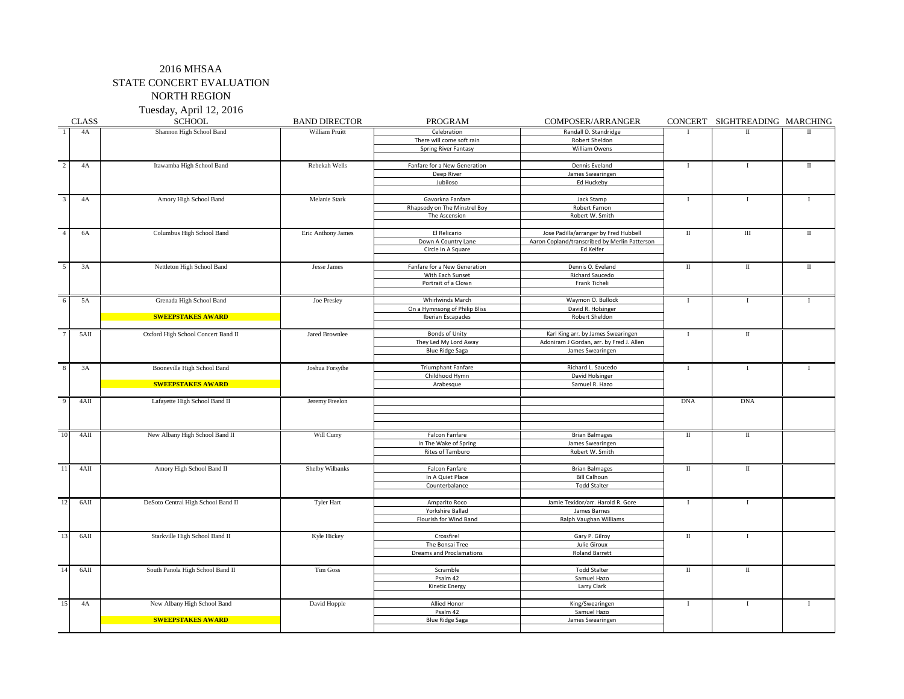# 2016 MHSAA
# STATE CONCERT EVALUATION
# NORTH REGION
Tuesday, April 12, 2016

| | CLASS | SCHOOL | BAND DIRECTOR | PROGRAM | COMPOSER/ARRANGER | CONCERT | SIGHTREADING | MARCHING |
|---|---|---|---|---|---|---|---|---|
| 1 | 4A | Shannon High School Band | William Pruitt | Celebration | Randall D. Standridge | I | II | II |
| | | | | There will come soft rain | Robert Sheldon | | | |
| | | | | Spring River Fantasy | William Owens | | | |
| 2 | 4A | Itawamba High School Band | Rebekah Wells | Fanfare for a New Generation | Dennis Eveland | I | I | II |
| | | | | Deep River | James Swearingen | | | |
| | | | | Jubiloso | Ed Huckeby | | | |
| 3 | 4A | Amory High School Band | Melanie Stark | Gavorkna Fanfare | Jack Stamp | I | I | I |
| | | | | Rhapsody on The Minstrel Boy | Robert Farnon | | | |
| | | | | The Ascension | Robert W. Smith | | | |
| 4 | 6A | Columbus High School Band | Eric Anthony James | El Relicario | Jose Padilla/arranger by Fred Hubbell | II | III | II |
| | | | | Down A Country Lane | Aaron Copland/transcribed by Merlin Patterson | | | |
| | | | | Circle In A Square | Ed Keifer | | | |
| 5 | 3A | Nettleton High School Band | Jesse James | Fanfare for a New Generation | Dennis O. Eveland | II | II | II |
| | | | | With Each Sunset | Richard Saucedo | | | |
| | | | | Portrait of a Clown | Frank Ticheli | | | |
| 6 | 5A | Grenada High School Band | Joe Presley | Whirlwinds March | Waymon O. Bullock | I | I | I |
| | | | | On a Hymnsong of Philip Bliss | David R. Holsinger | | | |
| | | **SWEEPSTAKES AWARD** | | Iberian Escapades | Robert Sheldon | | | |
| 7 | 5AII | Oxford High School Concert Band II | Jared Brownlee | Bonds of Unity | Karl King arr. by James Swearingen | I | II | |
| | | | | They Led My Lord Away | Adoniram J Gordan, arr. by Fred J. Allen | | | |
| | | | | Blue Ridge Saga | James Swearingen | | | |
| 8 | 3A | Booneville High School Band | Joshua Forsythe | Triumphant Fanfare | Richard L. Saucedo | I | I | I |
| | | | | Childhood Hymn | David Holsinger | | | |
| | | **SWEEPSTAKES AWARD** | | Arabesque | Samuel R. Hazo | | | |
| 9 | 4AII | Lafayette High School Band II | Jeremy Freelon | | | DNA | DNA | |
| 10 | 4AII | New Albany High School Band II | Will Curry | Falcon Fanfare | Brian Balmages | II | II | |
| | | | | In The Wake of Spring | James Swearingen | | | |
| | | | | Rites of Tamburo | Robert W. Smith | | | |
| 11 | 4AII | Amory High School Band II | Shelby Wilbanks | Falcon Fanfare | Brian Balmages | II | II | |
| | | | | In A Quiet Place | Bill Calhoun | | | |
| | | | | Counterbalance | Todd Stalter | | | |
| 12 | 6AII | DeSoto Central High School Band II | Tyler Hart | Amparito Roco | Jamie Texidor/arr. Harold R. Gore | I | I | |
| | | | | Yorkshire Ballad | James Barnes | | | |
| | | | | Flourish for Wind Band | Ralph Vaughan Williams | | | |
| 13 | 6AII | Starkville High School Band II | Kyle Hickey | Crossfire! | Gary P. Gilroy | II | I | |
| | | | | The Bonsai Tree | Julie Giroux | | | |
| | | | | Dreams and Proclamations | Roland Barrett | | | |
| 14 | 6AII | South Panola High School Band II | Tim Goss | Scramble | Todd Stalter | II | II | |
| | | | | Psalm 42 | Samuel Hazo | | | |
| | | | | Kinetic Energy | Larry Clark | | | |
| 15 | 4A | New Albany High School Band | David Hopple | Allied Honor | King/Swearingen | I | I | I |
| | | | | Psalm 42 | Samuel Hazo | | | |
| | | **SWEEPSTAKES AWARD** | | Blue Ridge Saga | James Swearingen | | | |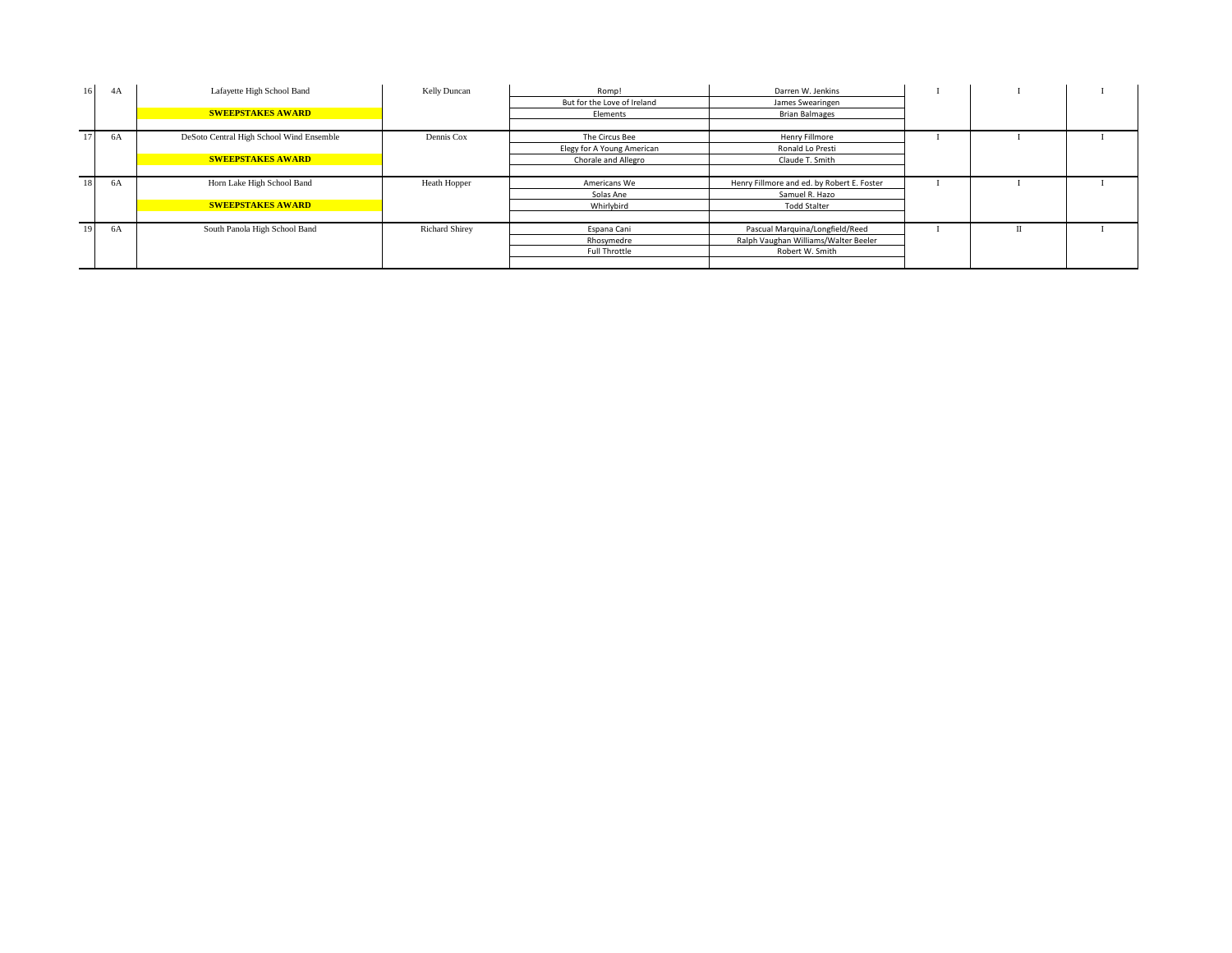| | | | | | | | | |
|---|---|---|---|---|---|---|---|---|
| 16 | 4A | Lafayette High School Band | Kelly Duncan | Romp! | Darren W. Jenkins | I | I | I |
| | | | | But for the Love of Ireland | James Swearingen | | | |
| | | **SWEEPSTAKES AWARD** | | Elements | Brian Balmages | | | |
| 17 | 6A | DeSoto Central High School Wind Ensemble | Dennis Cox | The Circus Bee | Henry Fillmore | I | I | I |
| | | | | Elegy for A Young American | Ronald Lo Presti | | | |
| | | **SWEEPSTAKES AWARD** | | Chorale and Allegro | Claude T. Smith | | | |
| 18 | 6A | Horn Lake High School Band | Heath Hopper | Americans We | Henry Fillmore and ed. by Robert E. Foster | I | I | I |
| | | | | Solas Ane | Samuel R. Hazo | | | |
| | | **SWEEPSTAKES AWARD** | | Whirlybird | Todd Stalter | | | |
| 19 | 6A | South Panola High School Band | Richard Shirey | Espana Cani | Pascual Marquina/Longfield/Reed | I | II | I |
| | | | | Rhosymedre | Ralph Vaughan Williams/Walter Beeler | | | |
| | | | | Full Throttle | Robert W. Smith | | | |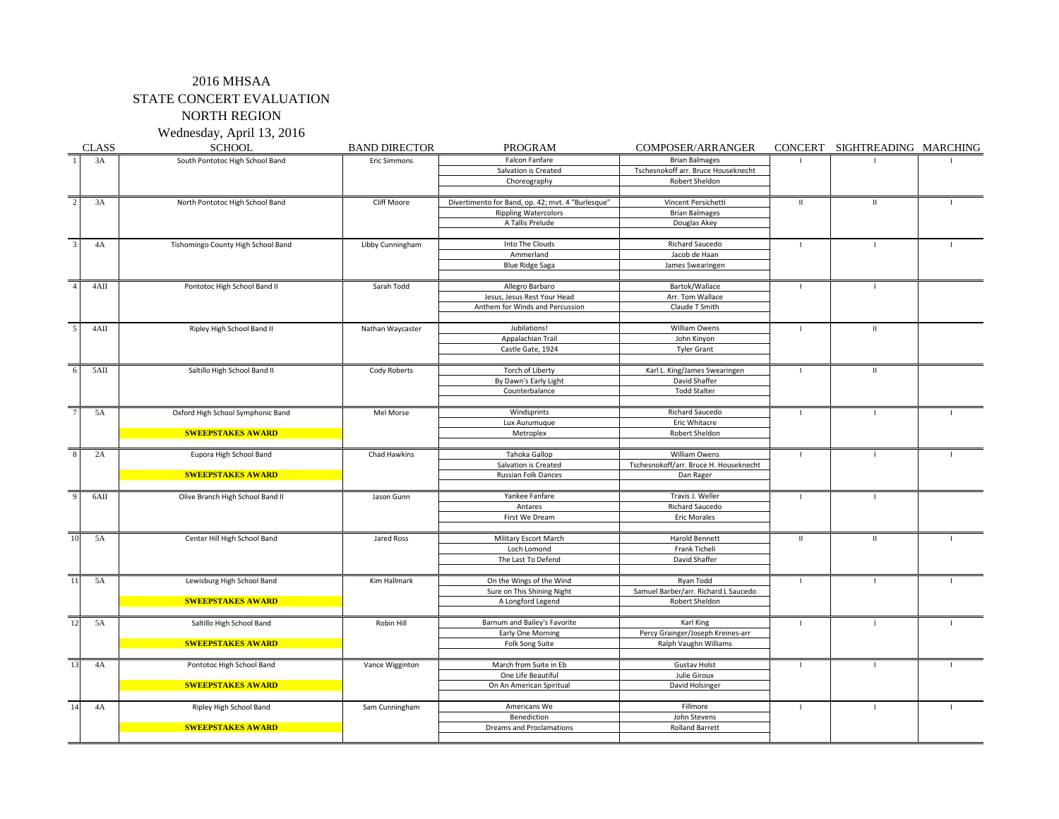# 2016 MHSAA
## STATE CONCERT EVALUATION
## NORTH REGION
### Wednesday, April 13, 2016

| | CLASS | SCHOOL | BAND DIRECTOR | PROGRAM | COMPOSER/ARRANGER | CONCERT | SIGHTREADING | MARCHING |
|---|---|---|---|---|---|---|---|---|
| 1 | 3A | South Pontotoc High School Band | Eric Simmons | Falcon Fanfare | Brian Balmages | I | I | I |
| | | | | Salvation is Created | Tschesnokoff arr. Bruce Houseknecht | | | |
| | | | | Choreography | Robert Sheldon | | | |
| 2 | 3A | North Pontotoc High School Band | Cliff Moore | Divertimento for Band, op. 42; mvt. 4 "Burlesque" | Vincent Persichetti | II | II | I |
| | | | | Rippling Watercolors | Brian Balmages | | | |
| | | | | A Tallis Prelude | Douglas Akey | | | |
| 3 | 4A | Tishomingo County High School Band | Libby Cunningham | Into The Clouds | Richard Saucedo | I | I | I |
| | | | | Ammerland | Jacob de Haan | | | |
| | | | | Blue Ridge Saga | James Swearingen | | | |
| 4 | 4AII | Pontotoc High School Band II | Sarah Todd | Allegro Barbaro | Bartok/Wallace | I | I | |
| | | | | Jesus, Jesus Rest Your Head | Arr. Tom Wallace | | | |
| | | | | Anthem for Winds and Percussion | Claude T Smith | | | |
| 5 | 4AII | Ripley High School Band II | Nathan Waycaster | Jubilations! | William Owens | I | II | |
| | | | | Appalachian Trail | John Kinyon | | | |
| | | | | Castle Gate, 1924 | Tyler Grant | | | |
| 6 | 5AII | Saltillo High School Band II | Cody Roberts | Torch of Liberty | Karl L. King/James Swearingen | I | II | |
| | | | | By Dawn's Early Light | David Shaffer | | | |
| | | | | Counterbalance | Todd Stalter | | | |
| 7 | 5A | Oxford High School Symphonic Band | Mel Morse | Windsprints | Richard Saucedo | I | I | I |
| | | | | Lux Aurumuque | Eric Whitacre | | | |
| | | **SWEEPSTAKES AWARD** | | Metroplex | Robert Sheldon | | | |
| 8 | 2A | Eupora High School Band | Chad Hawkins | Tahoka Gallop | William Owens | I | I | I |
| | | | | Salvation is Created | Tschesnokoff/arr. Bruce H. Houseknecht | | | |
| | | **SWEEPSTAKES AWARD** | | Russian Folk Dances | Dan Rager | | | |
| 9 | 6AII | Olive Branch High School Band II | Jason Gunn | Yankee Fanfare | Travis J. Weller | I | I | |
| | | | | Antares | Richard Saucedo | | | |
| | | | | First We Dream | Eric Morales | | | |
| 10 | 5A | Center Hill High School Band | Jared Ross | Military Escort March | Harold Bennett | II | II | I |
| | | | | Loch Lomond | Frank Ticheli | | | |
| | | | | The Last To Defend | David Shaffer | | | |
| 11 | 5A | Lewisburg High School Band | Kim Hallmark | On the Wings of the Wind | Ryan Todd | I | I | I |
| | | | | Sure on This Shining Night | Samuel Barber/arr. Richard L Saucedo | | | |
| | | **SWEEPSTAKES AWARD** | | A Longford Legend | Robert Sheldon | | | |
| 12 | 5A | Saltillo High School Band | Robin Hill | Barnum and Bailey's Favorite | Karl King | I | I | I |
| | | | | Early One Morning | Percy Grainger/Joseph Kreines-arr | | | |
| | | **SWEEPSTAKES AWARD** | | Folk Song Suite | Ralph Vaughn Williams | | | |
| 13 | 4A | Pontotoc High School Band | Vance Wigginton | March from Suite in Eb | Gustav Holst | I | I | I |
| | | | | One Life Beautiful | Julie Giroux | | | |
| | | **SWEEPSTAKES AWARD** | | On An American Spiritual | David Holsinger | | | |
| 14 | 4A | Ripley High School Band | Sam Cunningham | Americans We | Fillmore | I | I | I |
| | | | | Benediction | John Stevens | | | |
| | | **SWEEPSTAKES AWARD** | | Dreams and Proclamations | Rolland Barrett | | | |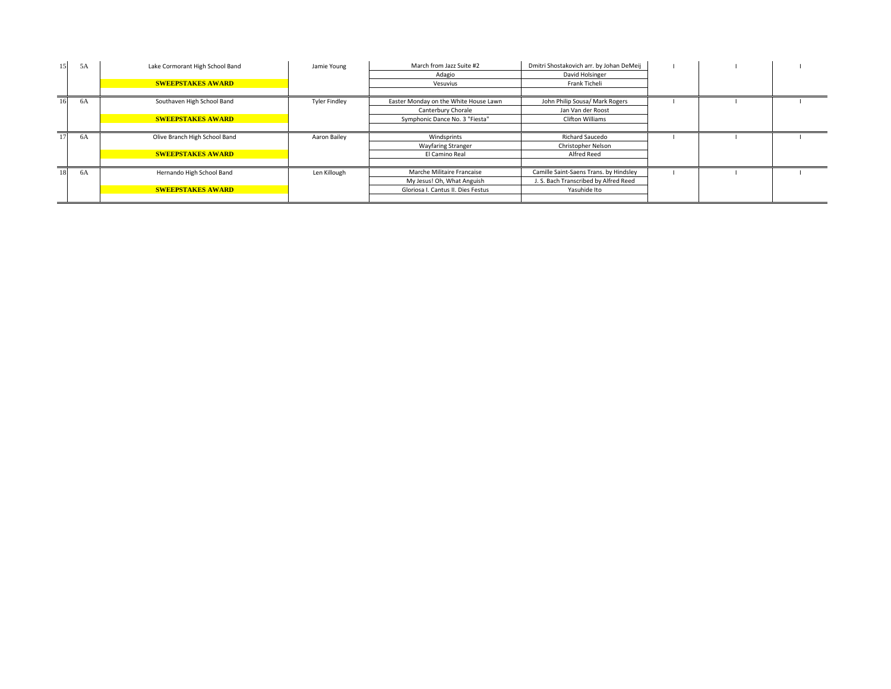| | | | | | | | | |
|---|---|---|---|---|---|---|---|---|
| 15 | 5A | Lake Cormorant High School Band | Jamie Young | March from Jazz Suite #2 | Dmitri Shostakovich arr. by Johan DeMeij | I | I | I |
| | | | | Adagio | David Holsinger | | | |
| | | **SWEEPSTAKES AWARD** | | Vesuvius | Frank Ticheli | | | |
| 16 | 6A | Southaven High School Band | Tyler Findley | Easter Monday on the White House Lawn | John Philip Sousa/ Mark Rogers | I | I | I |
| | | | | Canterbury Chorale | Jan Van der Roost | | | |
| | | **SWEEPSTAKES AWARD** | | Symphonic Dance No. 3 "Fiesta" | Clifton Williams | | | |
| 17 | 6A | Olive Branch High School Band | Aaron Bailey | Windsprints | Richard Saucedo | I | I | I |
| | | | | Wayfaring Stranger | Christopher Nelson | | | |
| | | **SWEEPSTAKES AWARD** | | El Camino Real | Alfred Reed | | | |
| 18 | 6A | Hernando High School Band | Len Killough | Marche Militaire Francaise | Camille Saint-Saens Trans. by Hindsley | I | I | I |
| | | | | My Jesus! Oh, What Anguish | J. S. Bach Transcribed by Alfred Reed | | | |
| | | **SWEEPSTAKES AWARD** | | Gloriosa I. Cantus II. Dies Festus | Yasuhide Ito | | | |